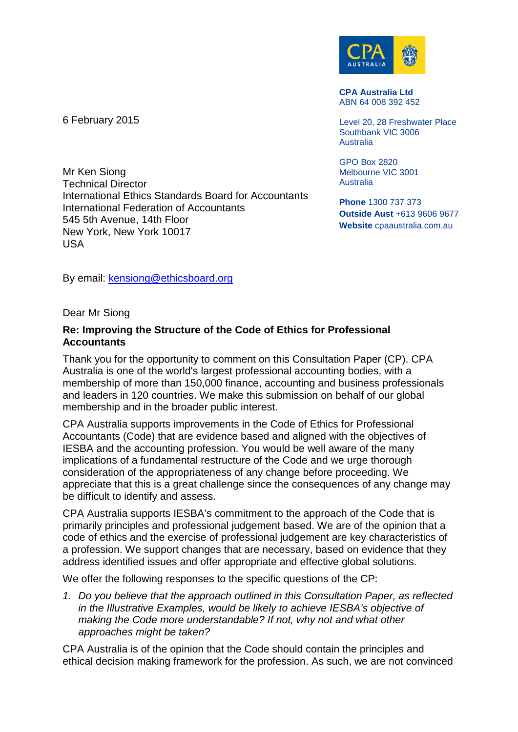CPA AUSTRALIA

**CPA Australia Ltd**
ABN 64 008 392 452

Level 20, 28 Freshwater Place
Southbank VIC 3006
Australia

GPO Box 2820
Melbourne VIC 3001
Australia

**Phone** 1300 737 373
**Outside Aust** +613 9606 9677
**Website** cpaaustralia.com.au

6 February 2015

Mr Ken Siong
Technical Director
International Ethics Standards Board for Accountants
International Federation of Accountants
545 5th Avenue, 14th Floor
New York, New York 10017
USA

By email: kensiong@ethicsboard.org

Dear Mr Siong

**Re: Improving the Structure of the Code of Ethics for Professional Accountants**

Thank you for the opportunity to comment on this Consultation Paper (CP). CPA Australia is one of the world's largest professional accounting bodies, with a membership of more than 150,000 finance, accounting and business professionals and leaders in 120 countries. We make this submission on behalf of our global membership and in the broader public interest.

CPA Australia supports improvements in the Code of Ethics for Professional Accountants (Code) that are evidence based and aligned with the objectives of IESBA and the accounting profession. You would be well aware of the many implications of a fundamental restructure of the Code and we urge thorough consideration of the appropriateness of any change before proceeding. We appreciate that this is a great challenge since the consequences of any change may be difficult to identify and assess.

CPA Australia supports IESBA's commitment to the approach of the Code that is primarily principles and professional judgement based. We are of the opinion that a code of ethics and the exercise of professional judgement are key characteristics of a profession. We support changes that are necessary, based on evidence that they address identified issues and offer appropriate and effective global solutions.

We offer the following responses to the specific questions of the CP:

1. *Do you believe that the approach outlined in this Consultation Paper, as reflected in the Illustrative Examples, would be likely to achieve IESBA's objective of making the Code more understandable? If not, why not and what other approaches might be taken?*

CPA Australia is of the opinion that the Code should contain the principles and ethical decision making framework for the profession. As such, we are not convinced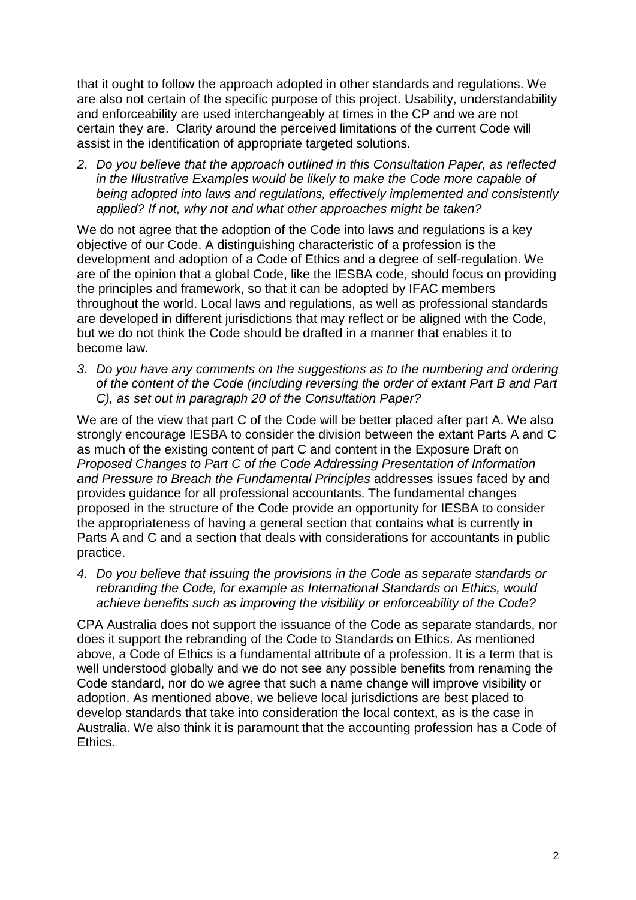that it ought to follow the approach adopted in other standards and regulations. We are also not certain of the specific purpose of this project. Usability, understandability and enforceability are used interchangeably at times in the CP and we are not certain they are. Clarity around the perceived limitations of the current Code will assist in the identification of appropriate targeted solutions.

2. *Do you believe that the approach outlined in this Consultation Paper, as reflected in the Illustrative Examples would be likely to make the Code more capable of being adopted into laws and regulations, effectively implemented and consistently applied? If not, why not and what other approaches might be taken?*

We do not agree that the adoption of the Code into laws and regulations is a key objective of our Code. A distinguishing characteristic of a profession is the development and adoption of a Code of Ethics and a degree of self-regulation. We are of the opinion that a global Code, like the IESBA code, should focus on providing the principles and framework, so that it can be adopted by IFAC members throughout the world. Local laws and regulations, as well as professional standards are developed in different jurisdictions that may reflect or be aligned with the Code, but we do not think the Code should be drafted in a manner that enables it to become law.

3. *Do you have any comments on the suggestions as to the numbering and ordering of the content of the Code (including reversing the order of extant Part B and Part C), as set out in paragraph 20 of the Consultation Paper?*

We are of the view that part C of the Code will be better placed after part A. We also strongly encourage IESBA to consider the division between the extant Parts A and C as much of the existing content of part C and content in the Exposure Draft on *Proposed Changes to Part C of the Code Addressing Presentation of Information and Pressure to Breach the Fundamental Principles* addresses issues faced by and provides guidance for all professional accountants. The fundamental changes proposed in the structure of the Code provide an opportunity for IESBA to consider the appropriateness of having a general section that contains what is currently in Parts A and C and a section that deals with considerations for accountants in public practice.

4. *Do you believe that issuing the provisions in the Code as separate standards or rebranding the Code, for example as International Standards on Ethics, would achieve benefits such as improving the visibility or enforceability of the Code?*

CPA Australia does not support the issuance of the Code as separate standards, nor does it support the rebranding of the Code to Standards on Ethics. As mentioned above, a Code of Ethics is a fundamental attribute of a profession. It is a term that is well understood globally and we do not see any possible benefits from renaming the Code standard, nor do we agree that such a name change will improve visibility or adoption. As mentioned above, we believe local jurisdictions are best placed to develop standards that take into consideration the local context, as is the case in Australia. We also think it is paramount that the accounting profession has a Code of Ethics.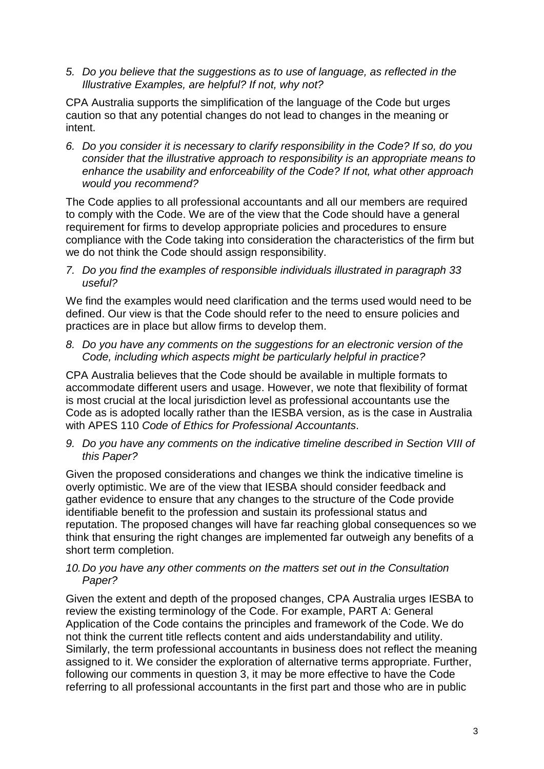*5. Do you believe that the suggestions as to use of language, as reflected in the Illustrative Examples, are helpful? If not, why not?*

CPA Australia supports the simplification of the language of the Code but urges caution so that any potential changes do not lead to changes in the meaning or intent.

*6. Do you consider it is necessary to clarify responsibility in the Code? If so, do you consider that the illustrative approach to responsibility is an appropriate means to enhance the usability and enforceability of the Code? If not, what other approach would you recommend?*

The Code applies to all professional accountants and all our members are required to comply with the Code. We are of the view that the Code should have a general requirement for firms to develop appropriate policies and procedures to ensure compliance with the Code taking into consideration the characteristics of the firm but we do not think the Code should assign responsibility.

*7. Do you find the examples of responsible individuals illustrated in paragraph 33 useful?*

We find the examples would need clarification and the terms used would need to be defined. Our view is that the Code should refer to the need to ensure policies and practices are in place but allow firms to develop them.

*8. Do you have any comments on the suggestions for an electronic version of the Code, including which aspects might be particularly helpful in practice?*

CPA Australia believes that the Code should be available in multiple formats to accommodate different users and usage. However, we note that flexibility of format is most crucial at the local jurisdiction level as professional accountants use the Code as is adopted locally rather than the IESBA version, as is the case in Australia with APES 110 *Code of Ethics for Professional Accountants*.

*9. Do you have any comments on the indicative timeline described in Section VIII of this Paper?*

Given the proposed considerations and changes we think the indicative timeline is overly optimistic. We are of the view that IESBA should consider feedback and gather evidence to ensure that any changes to the structure of the Code provide identifiable benefit to the profession and sustain its professional status and reputation. The proposed changes will have far reaching global consequences so we think that ensuring the right changes are implemented far outweigh any benefits of a short term completion.

*10. Do you have any other comments on the matters set out in the Consultation Paper?*

Given the extent and depth of the proposed changes, CPA Australia urges IESBA to review the existing terminology of the Code. For example, PART A: General Application of the Code contains the principles and framework of the Code. We do not think the current title reflects content and aids understandability and utility. Similarly, the term professional accountants in business does not reflect the meaning assigned to it. We consider the exploration of alternative terms appropriate. Further, following our comments in question 3, it may be more effective to have the Code referring to all professional accountants in the first part and those who are in public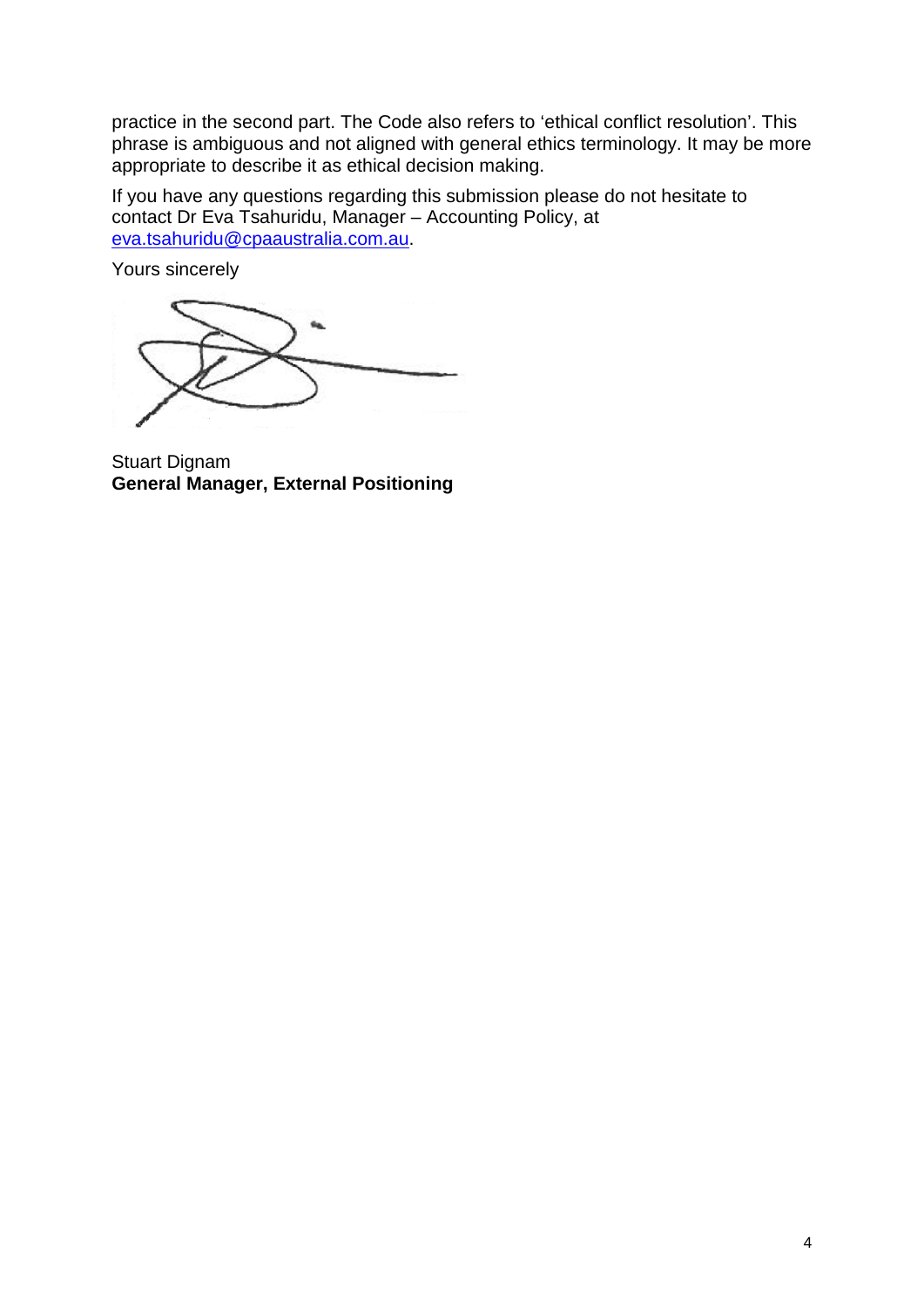practice in the second part. The Code also refers to 'ethical conflict resolution'. This phrase is ambiguous and not aligned with general ethics terminology. It may be more appropriate to describe it as ethical decision making.

If you have any questions regarding this submission please do not hesitate to contact Dr Eva Tsahuridu, Manager – Accounting Policy, at [eva.tsahuridu@cpaaustralia.com.au](mailto:eva.tsahuridu@cpaaustralia.com.au).

Yours sincerely

Stuart Dignam
**General Manager, External Positioning**